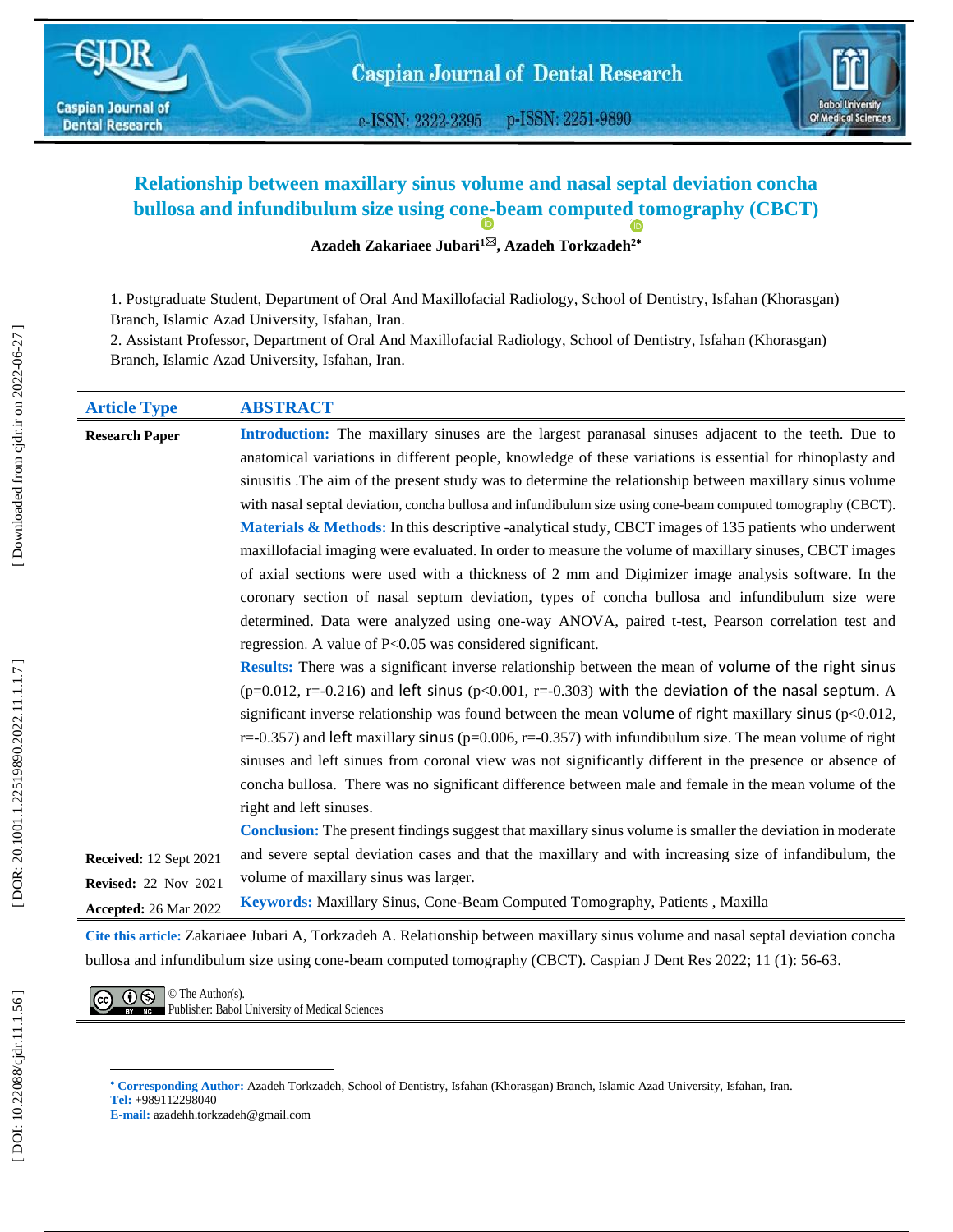# Relationship between maxillary sinus volume and nasal septal deviation concha bullosa and infundibulum size using cone-beam computed tomography (CBCT)

**Azadeh Zakariaee Jubari[1], Azadeh Torkzadeh[2*]**

1. Postgraduate Student, Department of Oral And Maxillofacial Radiology, School of Dentistry, Isfahan (Khorasgan) Branch, Islamic Azad University, Isfahan, Iran.
2. Assistant Professor, Department of Oral And Maxillofacial Radiology, School of Dentistry, Isfahan (Khorasgan) Branch, Islamic Azad University, Isfahan, Iran.

**Article Type**

**Research Paper**

**Received:** 12 Sept 2021
**Revised:** 22 Nov 2021
**Accepted:** 26 Mar 2022

## ABSTRACT

**Introduction:** The maxillary sinuses are the largest paranasal sinuses adjacent to the teeth. Due to anatomical variations in different people, knowledge of these variations is essential for rhinoplasty and sinusitis .The aim of the present study was to determine the relationship between maxillary sinus volume with nasal septal deviation, concha bullosa and infundibulum size using cone-beam computed tomography (CBCT).

**Materials & Methods:** In this descriptive -analytical study, CBCT images of 135 patients who underwent maxillofacial imaging were evaluated. In order to measure the volume of maxillary sinuses, CBCT images of axial sections were used with a thickness of 2 mm and Digimizer image analysis software. In the coronary section of nasal septum deviation, types of concha bullosa and infundibulum size were determined. Data were analyzed using one-way ANOVA, paired t-test, Pearson correlation test and regression. A value of $P<0.05$ was considered significant.

**Results:** There was a significant inverse relationship between the mean of volume of the right sinus ($p=0.012$, $r=-0.216$) and left sinus ($p<0.001$, $r=-0.303$) with the deviation of the nasal septum. A significant inverse relationship was found between the mean volume of right maxillary sinus ($p<0.012$, $r=-0.357$) and left maxillary sinus ($p=0.006$, $r=-0.357$) with infundibulum size. The mean volume of right sinuses and left sinuses from coronal view was not significantly different in the presence or absence of concha bullosa. There was no significant difference between male and female in the mean volume of the right and left sinuses.

**Conclusion:** The present findings suggest that maxillary sinus volume is smaller the deviation in moderate and severe septal deviation cases and that the maxillary and with increasing size of infundibulum, the volume of maxillary sinus was larger.

**Keywords:** Maxillary Sinus, Cone-Beam Computed Tomography, Patients , Maxilla

**Cite this article:** Zakariaee Jubari A, Torkzadeh A. Relationship between maxillary sinus volume and nasal septal deviation concha bullosa and infundibulum size using cone-beam computed tomography (CBCT). Caspian J Dent Res 2022; 11 (1): 56-63.

© The Author(s).
Publisher: Babol University of Medical Sciences

* **Corresponding Author:** Azadeh Torkzadeh, School of Dentistry, Isfahan (Khorasgan) Branch, Islamic Azad University, Isfahan, Iran.
**Tel:** +989112298040
**E-mail:** azadehh.torkzadeh@gmail.com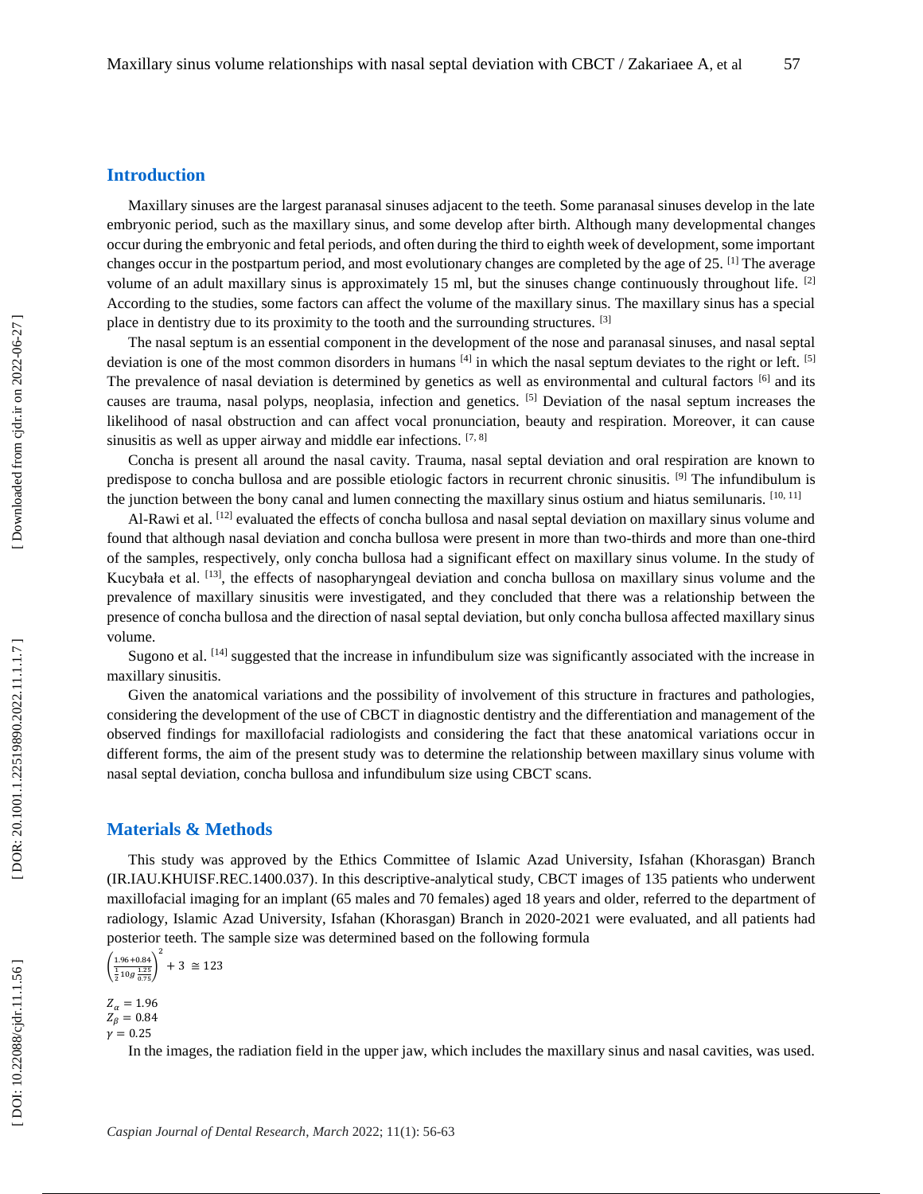## Introduction

Maxillary sinuses are the largest paranasal sinuses adjacent to the teeth. Some paranasal sinuses develop in the late embryonic period, such as the maxillary sinus, and some develop after birth. Although many developmental changes occur during the embryonic and fetal periods, and often during the third to eighth week of development, some important changes occur in the postpartum period, and most evolutionary changes are completed by the age of 25. [1] The average volume of an adult maxillary sinus is approximately 15 ml, but the sinuses change continuously throughout life. [2] According to the studies, some factors can affect the volume of the maxillary sinus. The maxillary sinus has a special place in dentistry due to its proximity to the tooth and the surrounding structures. [3]

The nasal septum is an essential component in the development of the nose and paranasal sinuses, and nasal septal deviation is one of the most common disorders in humans [4] in which the nasal septum deviates to the right or left. [5] The prevalence of nasal deviation is determined by genetics as well as environmental and cultural factors [6] and its causes are trauma, nasal polyps, neoplasia, infection and genetics. [5] Deviation of the nasal septum increases the likelihood of nasal obstruction and can affect vocal pronunciation, beauty and respiration. Moreover, it can cause sinusitis as well as upper airway and middle ear infections. [7, 8]

Concha is present all around the nasal cavity. Trauma, nasal septal deviation and oral respiration are known to predispose to concha bullosa and are possible etiologic factors in recurrent chronic sinusitis. [9] The infundibulum is the junction between the bony canal and lumen connecting the maxillary sinus ostium and hiatus semilunaris. [10, 11]

Al-Rawi et al. [12] evaluated the effects of concha bullosa and nasal septal deviation on maxillary sinus volume and found that although nasal deviation and concha bullosa were present in more than two-thirds and more than one-third of the samples, respectively, only concha bullosa had a significant effect on maxillary sinus volume. In the study of Kucybała et al. [13], the effects of nasopharyngeal deviation and concha bullosa on maxillary sinus volume and the prevalence of maxillary sinusitis were investigated, and they concluded that there was a relationship between the presence of concha bullosa and the direction of nasal septal deviation, but only concha bullosa affected maxillary sinus volume.

Sugono et al. [14] suggested that the increase in infundibulum size was significantly associated with the increase in maxillary sinusitis.

Given the anatomical variations and the possibility of involvement of this structure in fractures and pathologies, considering the development of the use of CBCT in diagnostic dentistry and the differentiation and management of the observed findings for maxillofacial radiologists and considering the fact that these anatomical variations occur in different forms, the aim of the present study was to determine the relationship between maxillary sinus volume with nasal septal deviation, concha bullosa and infundibulum size using CBCT scans.

## Materials & Methods

This study was approved by the Ethics Committee of Islamic Azad University, Isfahan (Khorasgan) Branch (IR.IAU.KHUISF.REC.1400.037). In this descriptive-analytical study, CBCT images of 135 patients who underwent maxillofacial imaging for an implant (65 males and 70 females) aged 18 years and older, referred to the department of radiology, Islamic Azad University, Isfahan (Khorasgan) Branch in 2020-2021 were evaluated, and all patients had posterior teeth. The sample size was determined based on the following formula

$$\left(\frac{1.96+0.84}{\frac{1}{2}\log\frac{1.25}{0.75}}\right)^2 + 3 \cong 123$$

$Z_\alpha = 1.96$
$Z_\beta = 0.84$
$\gamma = 0.25$

In the images, the radiation field in the upper jaw, which includes the maxillary sinus and nasal cavities, was used.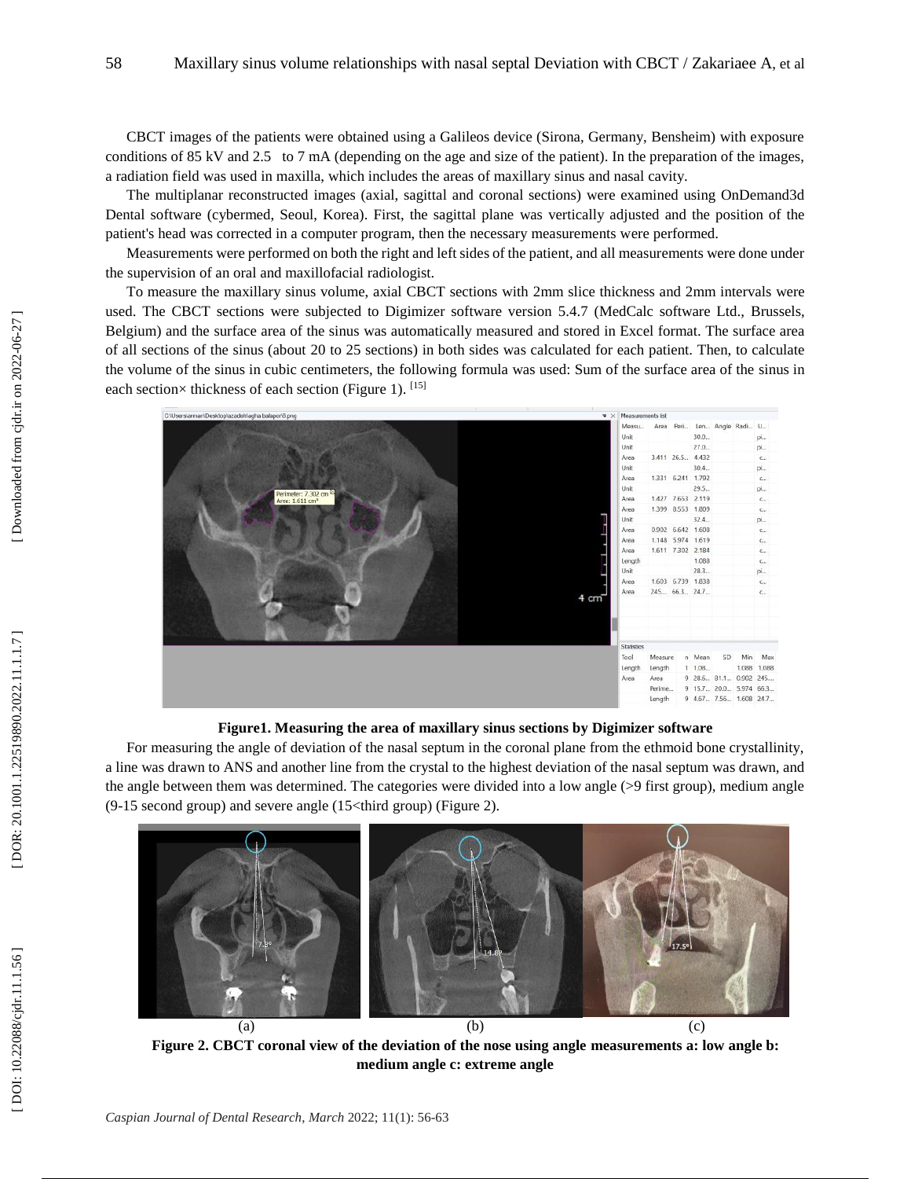CBCT images of the patients were obtained using a Galileos device (Sirona, Germany, Bensheim) with exposure conditions of 85 kV and 2.5 to 7 mA (depending on the age and size of the patient). In the preparation of the images, a radiation field was used in maxilla, which includes the areas of maxillary sinus and nasal cavity.

The multiplanar reconstructed images (axial, sagittal and coronal sections) were examined using OnDemand3d Dental software (cybermed, Seoul, Korea). First, the sagittal plane was vertically adjusted and the position of the patient's head was corrected in a computer program, then the necessary measurements were performed.

Measurements were performed on both the right and left sides of the patient, and all measurements were done under the supervision of an oral and maxillofacial radiologist.

To measure the maxillary sinus volume, axial CBCT sections with 2mm slice thickness and 2mm intervals were used. The CBCT sections were subjected to Digimizer software version 5.4.7 (MedCalc software Ltd., Brussels, Belgium) and the surface area of the sinus was automatically measured and stored in Excel format. The surface area of all sections of the sinus (about 20 to 25 sections) in both sides was calculated for each patient. Then, to calculate the volume of the sinus in cubic centimeters, the following formula was used: Sum of the surface area of the sinus in each section× thickness of each section (Figure 1). [15]

**Figure1. Measuring the area of maxillary sinus sections by Digimizer software**

For measuring the angle of deviation of the nasal septum in the coronal plane from the ethmoid bone crystallinity, a line was drawn to ANS and another line from the crystal to the highest deviation of the nasal septum was drawn, and the angle between them was determined. The categories were divided into a low angle (>9 first group), medium angle (9-15 second group) and severe angle (15<third group) (Figure 2).

(a) (b) (c)

**Figure 2. CBCT coronal view of the deviation of the nose using angle measurements a: low angle b: medium angle c: extreme angle**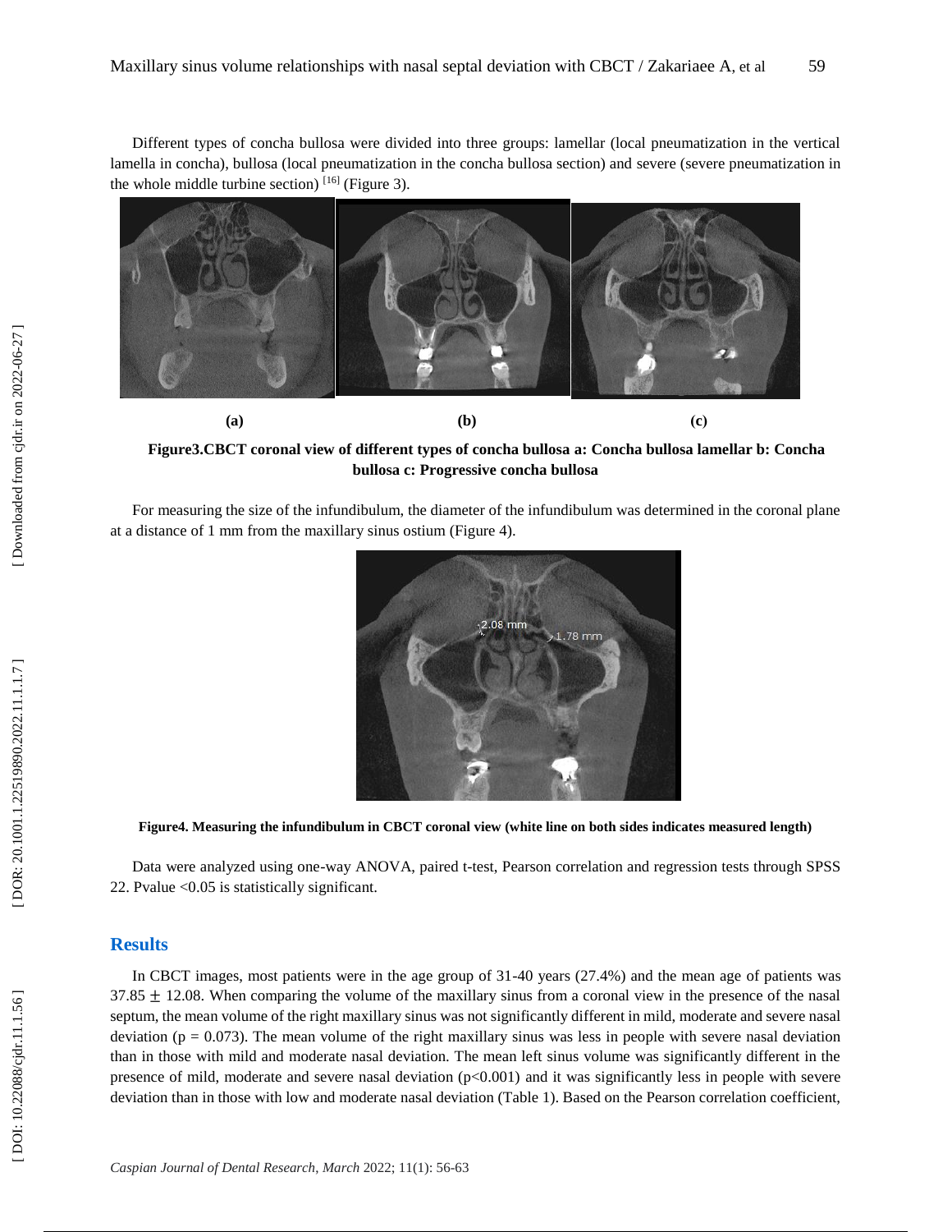Different types of concha bullosa were divided into three groups: lamellar (local pneumatization in the vertical lamella in concha), bullosa (local pneumatization in the concha bullosa section) and severe (severe pneumatization in the whole middle turbine section) [16] (Figure 3).

(a) (b) (c)

**Figure3.CBCT coronal view of different types of concha bullosa a: Concha bullosa lamellar b: Concha bullosa c: Progressive concha bullosa**

For measuring the size of the infundibulum, the diameter of the infundibulum was determined in the coronal plane at a distance of 1 mm from the maxillary sinus ostium (Figure 4).

**Figure4. Measuring the infundibulum in CBCT coronal view (white line on both sides indicates measured length)**

Data were analyzed using one-way ANOVA, paired t-test, Pearson correlation and regression tests through SPSS 22. Pvalue <0.05 is statistically significant.

## Results

In CBCT images, most patients were in the age group of 31-40 years (27.4%) and the mean age of patients was $37.85 \pm 12.08$. When comparing the volume of the maxillary sinus from a coronal view in the presence of the nasal septum, the mean volume of the right maxillary sinus was not significantly different in mild, moderate and severe nasal deviation ($p = 0.073$). The mean volume of the right maxillary sinus was less in people with severe nasal deviation than in those with mild and moderate nasal deviation. The mean left sinus volume was significantly different in the presence of mild, moderate and severe nasal deviation ($p<0.001$) and it was significantly less in people with severe deviation than in those with low and moderate nasal deviation (Table 1). Based on the Pearson correlation coefficient,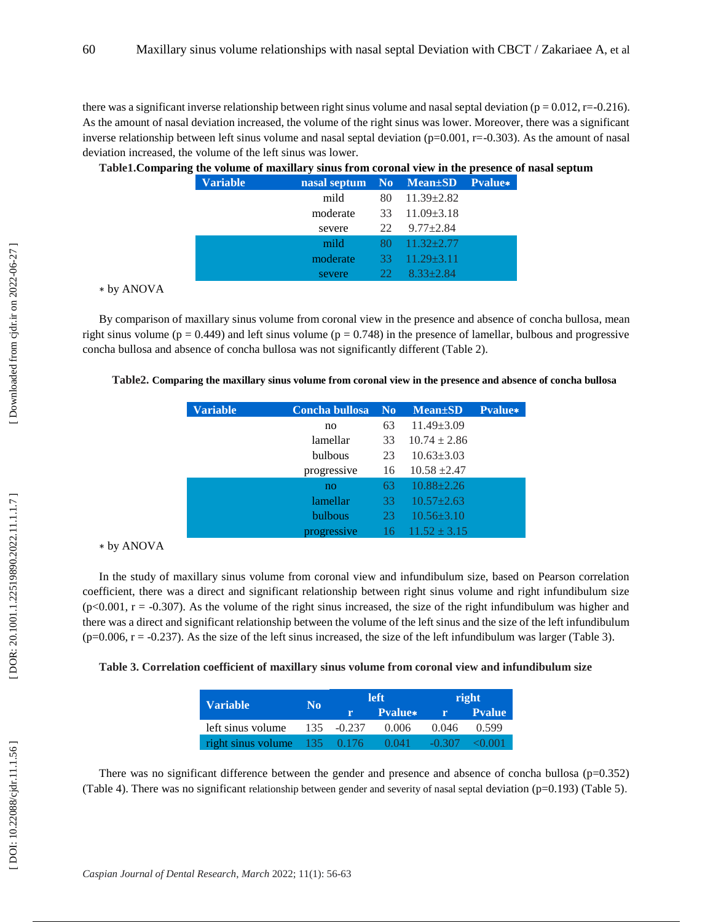there was a significant inverse relationship between right sinus volume and nasal septal deviation ($p = 0.012$, $r=-0.216$). As the amount of nasal deviation increased, the volume of the right sinus was lower. Moreover, there was a significant inverse relationship between left sinus volume and nasal septal deviation ($p=0.001$, $r=-0.303$). As the amount of nasal deviation increased, the volume of the left sinus was lower.

**Table1.Comparing the volume of maxillary sinus from coronal view in the presence of nasal septum**

| Variable | nasal septum | No | Mean±SD | Pvalue* |
|---|---|---|---|---|
| | mild | 80 | 11.39±2.82 | |
| | moderate | 33 | 11.09±3.18 | |
| | severe | 22 | 9.77±2.84 | |
| | mild | 80 | 11.32±2.77 | |
| | moderate | 33 | 11.29±3.11 | |
| | severe | 22 | 8.33±2.84 | |

* by ANOVA

By comparison of maxillary sinus volume from coronal view in the presence and absence of concha bullosa, mean right sinus volume ($p = 0.449$) and left sinus volume ($p = 0.748$) in the presence of lamellar, bulbous and progressive concha bullosa and absence of concha bullosa was not significantly different (Table 2).

**Table2. Comparing the maxillary sinus volume from coronal view in the presence and absence of concha bullosa**

| Variable | Concha bullosa | No | Mean±SD | Pvalue* |
|---|---|---|---|---|
| | no | 63 | 11.49±3.09 | |
| | lamellar | 33 | 10.74 ± 2.86 | |
| | bulbous | 23 | 10.63±3.03 | |
| | progressive | 16 | 10.58 ±2.47 | |
| | no | 63 | 10.88±2.26 | |
| | lamellar | 33 | 10.57±2.63 | |
| | bulbous | 23 | 10.56±3.10 | |
| | progressive | 16 | 11.52 ± 3.15 | |

* by ANOVA

In the study of maxillary sinus volume from coronal view and infundibulum size, based on Pearson correlation coefficient, there was a direct and significant relationship between right sinus volume and right infundibulum size ($p<0.001$, $r = -0.307$). As the volume of the right sinus increased, the size of the right infundibulum was higher and there was a direct and significant relationship between the volume of the left sinus and the size of the left infundibulum ($p=0.006$, $r = -0.237$). As the size of the left sinus increased, the size of the left infundibulum was larger (Table 3).

**Table 3. Correlation coefficient of maxillary sinus volume from coronal view and infundibulum size**

| Variable | No | left | | right | |
|---|---|---|---|---|---|
| | | r | Pvalue* | r | Pvalue |
| left sinus volume | 135 | -0.237 | 0.006 | 0.046 | 0.599 |
| right sinus volume | 135 | 0.176 | 0.041 | -0.307 | <0.001 |

There was no significant difference between the gender and presence and absence of concha bullosa ($p=0.352$) (Table 4). There was no significant relationship between gender and severity of nasal septal deviation ($p=0.193$) (Table 5).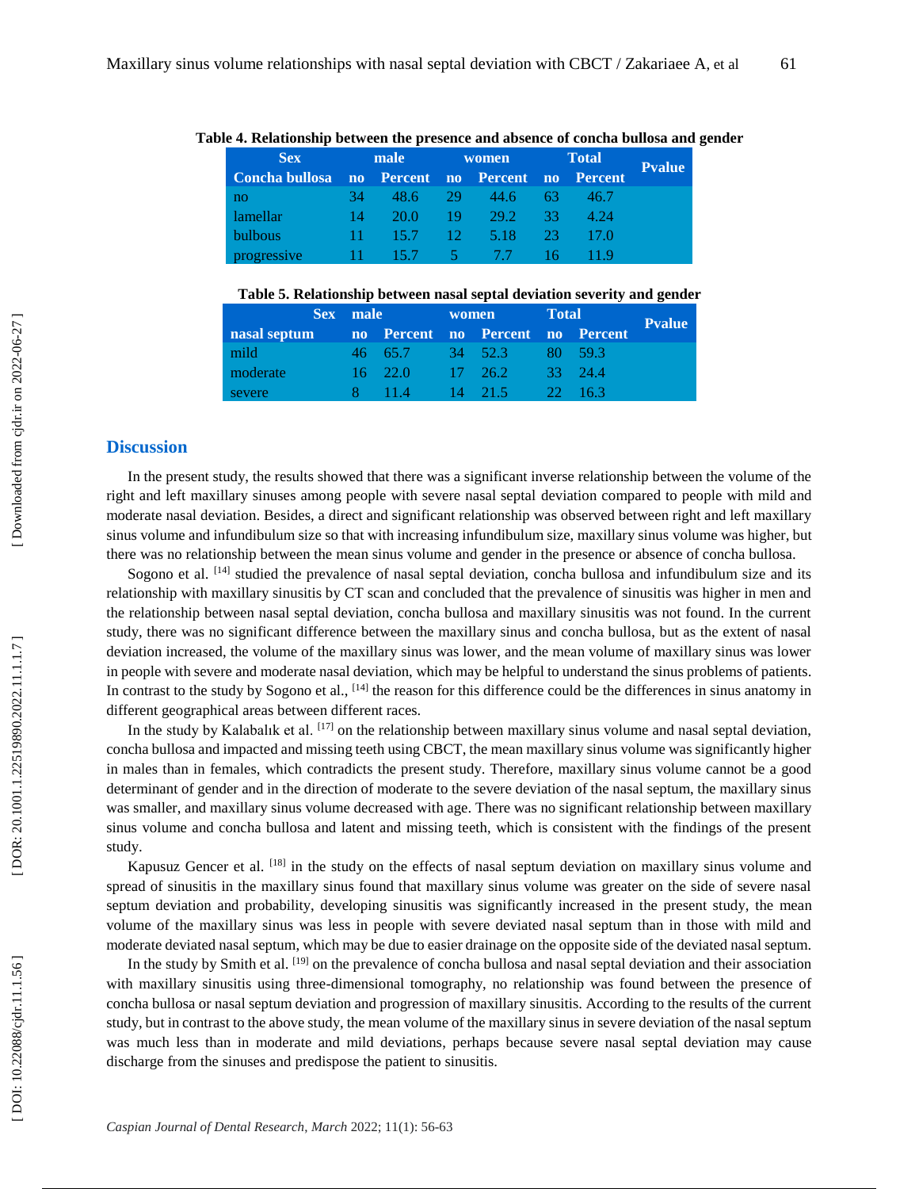**Table 4. Relationship between the presence and absence of concha bullosa and gender**

| Sex | male | | women | | Total | | Pvalue |
|---|---|---|---|---|---|---|---|
| Concha bullosa | no | Percent | no | Percent | no | Percent | |
| no | 34 | 48.6 | 29 | 44.6 | 63 | 46.7 | |
| lamellar | 14 | 20.0 | 19 | 29.2 | 33 | 4.24 | |
| bulbous | 11 | 15.7 | 12 | 5.18 | 23 | 17.0 | |
| progressive | 11 | 15.7 | 5 | 7.7 | 16 | 11.9 | |

**Table 5. Relationship between nasal septal deviation severity and gender**

| Sex | male | | women | | Total | | Pvalue |
|---|---|---|---|---|---|---|---|
| nasal septum | no | Percent | no | Percent | no | Percent | |
| mild | 46 | 65.7 | 34 | 52.3 | 80 | 59.3 | |
| moderate | 16 | 22.0 | 17 | 26.2 | 33 | 24.4 | |
| severe | 8 | 11.4 | 14 | 21.5 | 22 | 16.3 | |

## Discussion

In the present study, the results showed that there was a significant inverse relationship between the volume of the right and left maxillary sinuses among people with severe nasal septal deviation compared to people with mild and moderate nasal deviation. Besides, a direct and significant relationship was observed between right and left maxillary sinus volume and infundibulum size so that with increasing infundibulum size, maxillary sinus volume was higher, but there was no relationship between the mean sinus volume and gender in the presence or absence of concha bullosa.

Sogono et al. [14] studied the prevalence of nasal septal deviation, concha bullosa and infundibulum size and its relationship with maxillary sinusitis by CT scan and concluded that the prevalence of sinusitis was higher in men and the relationship between nasal septal deviation, concha bullosa and maxillary sinusitis was not found. In the current study, there was no significant difference between the maxillary sinus and concha bullosa, but as the extent of nasal deviation increased, the volume of the maxillary sinus was lower, and the mean volume of maxillary sinus was lower in people with severe and moderate nasal deviation, which may be helpful to understand the sinus problems of patients. In contrast to the study by Sogono et al., [14] the reason for this difference could be the differences in sinus anatomy in different geographical areas between different races.

In the study by Kalabalık et al. [17] on the relationship between maxillary sinus volume and nasal septal deviation, concha bullosa and impacted and missing teeth using CBCT, the mean maxillary sinus volume was significantly higher in males than in females, which contradicts the present study. Therefore, maxillary sinus volume cannot be a good determinant of gender and in the direction of moderate to the severe deviation of the nasal septum, the maxillary sinus was smaller, and maxillary sinus volume decreased with age. There was no significant relationship between maxillary sinus volume and concha bullosa and latent and missing teeth, which is consistent with the findings of the present study.

Kapusuz Gencer et al. [18] in the study on the effects of nasal septum deviation on maxillary sinus volume and spread of sinusitis in the maxillary sinus found that maxillary sinus volume was greater on the side of severe nasal septum deviation and probability, developing sinusitis was significantly increased in the present study, the mean volume of the maxillary sinus was less in people with severe deviated nasal septum than in those with mild and moderate deviated nasal septum, which may be due to easier drainage on the opposite side of the deviated nasal septum.

In the study by Smith et al. [19] on the prevalence of concha bullosa and nasal septal deviation and their association with maxillary sinusitis using three-dimensional tomography, no relationship was found between the presence of concha bullosa or nasal septum deviation and progression of maxillary sinusitis. According to the results of the current study, but in contrast to the above study, the mean volume of the maxillary sinus in severe deviation of the nasal septum was much less than in moderate and mild deviations, perhaps because severe nasal septal deviation may cause discharge from the sinuses and predispose the patient to sinusitis.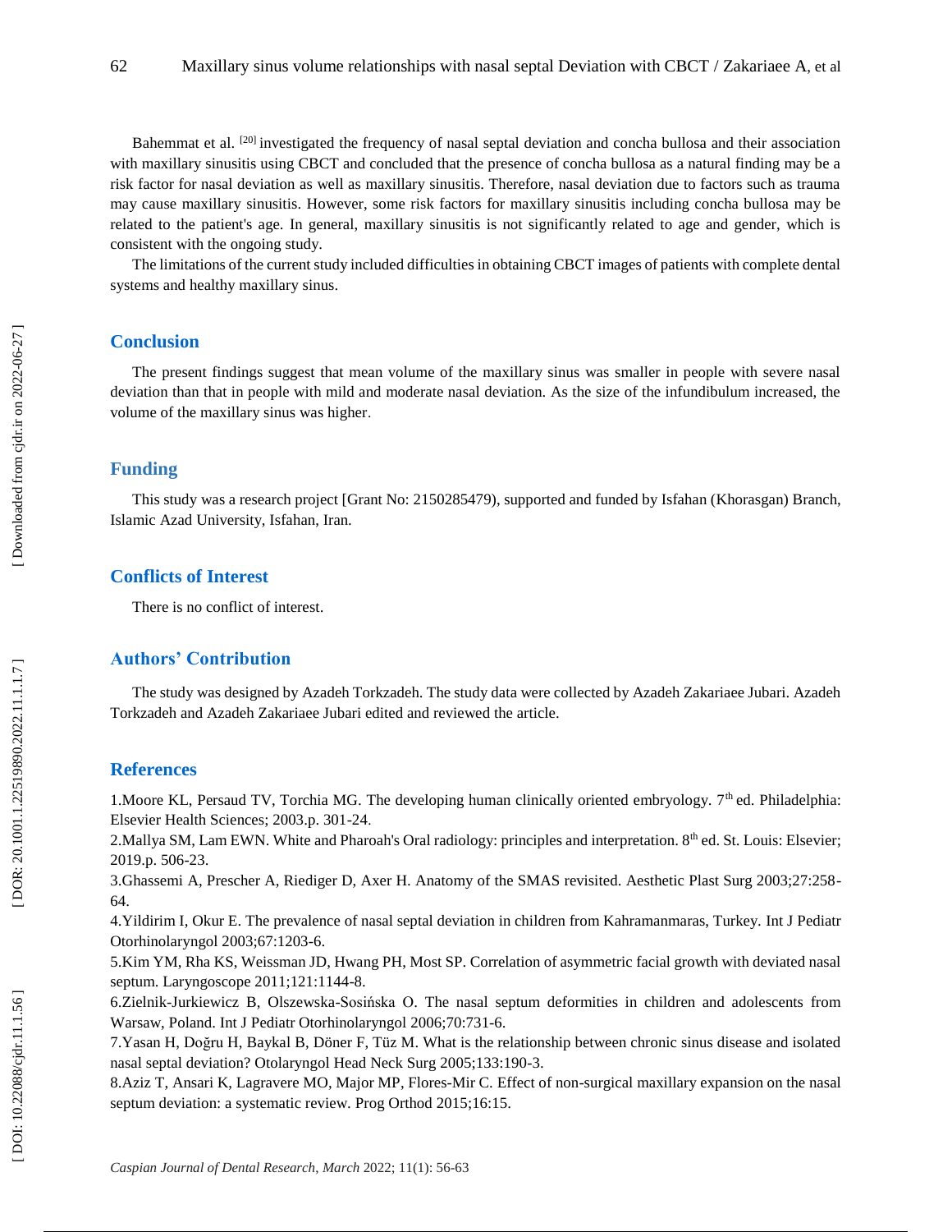Bahemmat et al. [20] investigated the frequency of nasal septal deviation and concha bullosa and their association with maxillary sinusitis using CBCT and concluded that the presence of concha bullosa as a natural finding may be a risk factor for nasal deviation as well as maxillary sinusitis. Therefore, nasal deviation due to factors such as trauma may cause maxillary sinusitis. However, some risk factors for maxillary sinusitis including concha bullosa may be related to the patient's age. In general, maxillary sinusitis is not significantly related to age and gender, which is consistent with the ongoing study.

The limitations of the current study included difficulties in obtaining CBCT images of patients with complete dental systems and healthy maxillary sinus.

## Conclusion

The present findings suggest that mean volume of the maxillary sinus was smaller in people with severe nasal deviation than that in people with mild and moderate nasal deviation. As the size of the infundibulum increased, the volume of the maxillary sinus was higher.

## Funding

This study was a research project [Grant No: 2150285479), supported and funded by Isfahan (Khorasgan) Branch, Islamic Azad University, Isfahan, Iran.

## Conflicts of Interest

There is no conflict of interest.

## Authors' Contribution

The study was designed by Azadeh Torkzadeh. The study data were collected by Azadeh Zakariaee Jubari. Azadeh Torkzadeh and Azadeh Zakariaee Jubari edited and reviewed the article.

## References

1.Moore KL, Persaud TV, Torchia MG. The developing human clinically oriented embryology. 7th ed. Philadelphia: Elsevier Health Sciences; 2003.p. 301-24.

2.Mallya SM, Lam EWN. White and Pharoah's Oral radiology: principles and interpretation. 8th ed. St. Louis: Elsevier; 2019.p. 506-23.

3.Ghassemi A, Prescher A, Riediger D, Axer H. Anatomy of the SMAS revisited. Aesthetic Plast Surg 2003;27:258-64.

4.Yildirim I, Okur E. The prevalence of nasal septal deviation in children from Kahramanmaras, Turkey. Int J Pediatr Otorhinolaryngol 2003;67:1203-6.

5.Kim YM, Rha KS, Weissman JD, Hwang PH, Most SP. Correlation of asymmetric facial growth with deviated nasal septum. Laryngoscope 2011;121:1144-8.

6.Zielnik-Jurkiewicz B, Olszewska-Sosińska O. The nasal septum deformities in children and adolescents from Warsaw, Poland. Int J Pediatr Otorhinolaryngol 2006;70:731-6.

7.Yasan H, Doğru H, Baykal B, Döner F, Tüz M. What is the relationship between chronic sinus disease and isolated nasal septal deviation? Otolaryngol Head Neck Surg 2005;133:190-3.

8.Aziz T, Ansari K, Lagravere MO, Major MP, Flores-Mir C. Effect of non-surgical maxillary expansion on the nasal septum deviation: a systematic review. Prog Orthod 2015;16:15.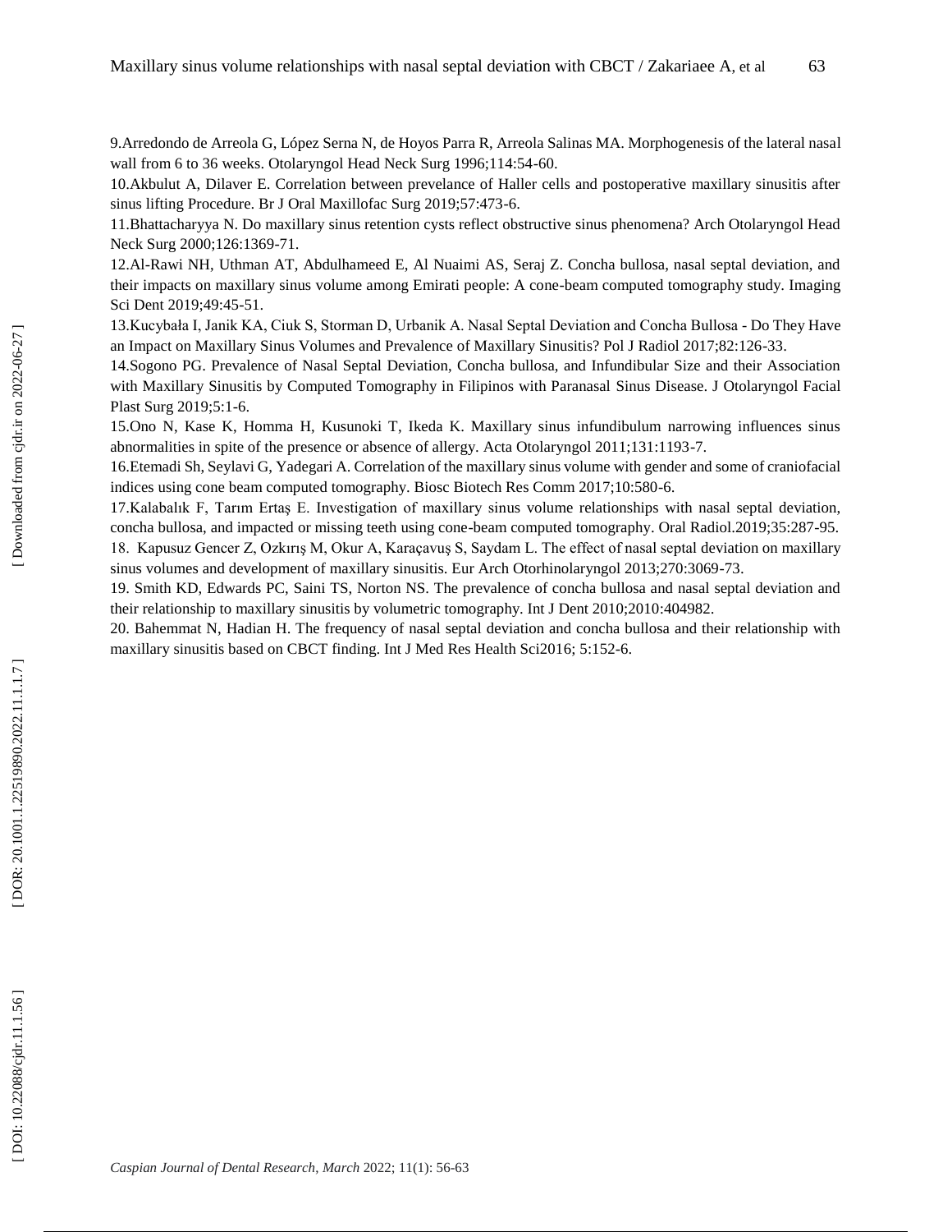9.Arredondo de Arreola G, López Serna N, de Hoyos Parra R, Arreola Salinas MA. Morphogenesis of the lateral nasal wall from 6 to 36 weeks. Otolaryngol Head Neck Surg 1996;114:54-60.

10.Akbulut A, Dilaver E. Correlation between prevelance of Haller cells and postoperative maxillary sinusitis after sinus lifting Procedure. Br J Oral Maxillofac Surg 2019;57:473-6.

11.Bhattacharyya N. Do maxillary sinus retention cysts reflect obstructive sinus phenomena? Arch Otolaryngol Head Neck Surg 2000;126:1369-71.

12.Al-Rawi NH, Uthman AT, Abdulhameed E, Al Nuaimi AS, Seraj Z. Concha bullosa, nasal septal deviation, and their impacts on maxillary sinus volume among Emirati people: A cone-beam computed tomography study. Imaging Sci Dent 2019;49:45-51.

13.Kucybała I, Janik KA, Ciuk S, Storman D, Urbanik A. Nasal Septal Deviation and Concha Bullosa - Do They Have an Impact on Maxillary Sinus Volumes and Prevalence of Maxillary Sinusitis? Pol J Radiol 2017;82:126-33.

14.Sogono PG. Prevalence of Nasal Septal Deviation, Concha bullosa, and Infundibular Size and their Association with Maxillary Sinusitis by Computed Tomography in Filipinos with Paranasal Sinus Disease. J Otolaryngol Facial Plast Surg 2019;5:1-6.

15.Ono N, Kase K, Homma H, Kusunoki T, Ikeda K. Maxillary sinus infundibulum narrowing influences sinus abnormalities in spite of the presence or absence of allergy. Acta Otolaryngol 2011;131:1193-7.

16.Etemadi Sh, Seylavi G, Yadegari A. Correlation of the maxillary sinus volume with gender and some of craniofacial indices using cone beam computed tomography. Biosc Biotech Res Comm 2017;10:580-6.

17.Kalabalık F, Tarım Ertaş E. Investigation of maxillary sinus volume relationships with nasal septal deviation, concha bullosa, and impacted or missing teeth using cone-beam computed tomography. Oral Radiol.2019;35:287-95.

18. Kapusuz Gencer Z, Ozkırış M, Okur A, Karaçavuş S, Saydam L. The effect of nasal septal deviation on maxillary sinus volumes and development of maxillary sinusitis. Eur Arch Otorhinolaryngol 2013;270:3069-73.

19. Smith KD, Edwards PC, Saini TS, Norton NS. The prevalence of concha bullosa and nasal septal deviation and their relationship to maxillary sinusitis by volumetric tomography. Int J Dent 2010;2010:404982.

20. Bahemmat N, Hadian H. The frequency of nasal septal deviation and concha bullosa and their relationship with maxillary sinusitis based on CBCT finding. Int J Med Res Health Sci2016; 5:152-6.